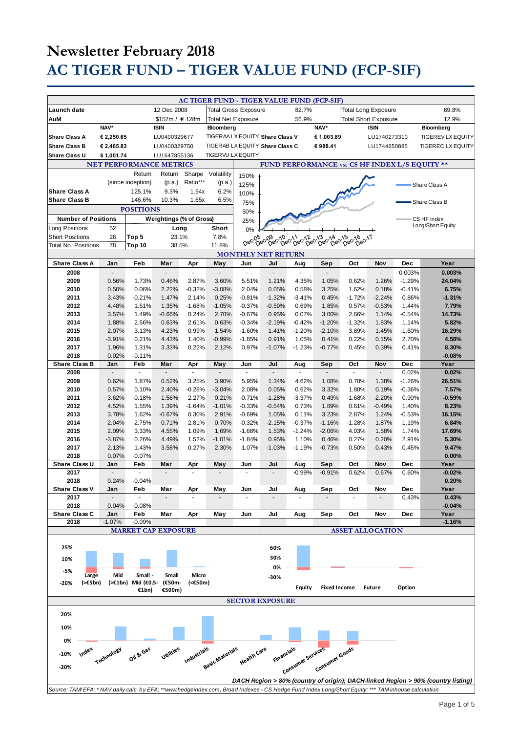# Newsletter February 2018

# AC TIGER FUND – TIGER VALUE FUND (FCP-SIF)

## AC TIGER FUND - TIGER VALUE FUND (FCP-SIF)

| | | | | | | | |
|---|---|---|---|---|---|---|---|
| **Launch date** | | 12 Dec 2008 | Total Gross Exposure | 82.7% | Total Long Exposure | 69.8% | |
| **AuM** | | $157m / € 128m | Total Net Exposure | 56.9% | Total Short Exposure | 12.9% | |
| | **NAV*** | **ISIN** | **Bloomberg** | | **NAV*** | **ISIN** | **Bloomberg** |
| **Share Class A** | **€ 2,250.65** | LU0400329677 | TIGERAA LX EQUITY | **Share Class V** | **€ 1,003.89** | LU1740273310 | TIGEREV LX EQUITY |
| **Share Class B** | **€ 2,465.83** | LU0400329750 | TIGERAB LX EQUITY | **Share Class C** | **€ 988.41** | LU1744650885 | TIGEREC LX EQUITY |
| **Share Class U** | **$ 1,001.74** | LU1647855136 | TIGERVU LX EQUITY | | | | |

## NET PERFORMANCE METRICS

| | Return (since inception) | Return (p.a.) | Sharpe Ratio*** | Volatility (p.a.) |
|---|---|---|---|---|
| **Share Class A** | 125.1% | 9.3% | 1.54x | 6.2% |
| **Share Class B** | 146.6% | 10.3% | 1.65x | 6.5% |

## POSITIONS

| Number of Positions | | Weightings (% of Gross) | Long | Short |
|---|---|---|---|---|
| Long Positions | 52 | | | |
| Short Positions | 26 | Top 5 | 23.1% | 7.8% |
| Total No. Positions | 78 | Top 10 | 38.5% | 11.8% |

## FUND PERFORMANCE vs. CS HF INDEX L/S EQUITY **

(Chart: Share Class A, Share Class B, CS HF Index Long/Short Equity; Dec-08 to Dec-17)

## MONTHLY NET RETURN

| Share Class A | Jan | Feb | Mar | Apr | May | Jun | Jul | Aug | Sep | Oct | Nov | Dec | Year |
|---|---|---|---|---|---|---|---|---|---|---|---|---|---|
| **2008** | - | - | - | - | - | - | - | - | - | - | - | 0.003% | **0.003%** |
| **2009** | 0.56% | 1.73% | 0.46% | 2.87% | 3.60% | 5.51% | 1.21% | 4.35% | 1.05% | 0.62% | 1.26% | -1.29% | **24.04%** |
| **2010** | 0.50% | 0.06% | 2.22% | -0.32% | -3.08% | 2.04% | 0.05% | 0.58% | 3.25% | 1.62% | 0.18% | -0.41% | **6.75%** |
| **2011** | 3.43% | -0.21% | 1.47% | 2.14% | 0.25% | -0.81% | -1.32% | -3.41% | 0.45% | -1.72% | -2.24% | 0.86% | **-1.31%** |
| **2012** | 4.48% | 1.51% | 1.35% | -1.68% | -1.05% | -0.37% | -0.59% | 0.69% | 1.85% | 0.57% | -0.53% | 1.44% | **7.79%** |
| **2013** | 3.57% | 1.49% | -0.66% | 0.24% | 2.70% | -0.67% | 0.95% | 0.07% | 3.00% | 2.66% | 1.14% | -0.54% | **14.73%** |
| **2014** | 1.88% | 2.56% | 0.63% | 2.61% | 0.63% | -0.34% | -2.19% | -0.42% | -1.20% | -1.32% | 1.83% | 1.14% | **5.82%** |
| **2015** | 2.07% | 3.13% | 4.23% | 0.99% | 1.54% | -1.60% | 1.41% | -1.20% | -2.10% | 3.89% | 1.45% | 1.60% | **16.29%** |
| **2016** | -3.91% | 0.21% | 4.43% | 1.40% | -0.99% | -1.85% | 0.91% | 1.05% | 0.41% | 0.22% | 0.15% | 2.70% | **4.58%** |
| **2017** | 1.96% | 1.31% | 3.33% | 0.22% | 2.12% | 0.97% | -1.07% | -1.23% | -0.77% | 0.45% | 0.39% | 0.41% | **8.30%** |
| **2018** | 0.02% | -0.11% | | | | | | | | | | | **-0.08%** |

| Share Class B | Jan | Feb | Mar | Apr | May | Jun | Jul | Aug | Sep | Oct | Nov | Dec | Year |
|---|---|---|---|---|---|---|---|---|---|---|---|---|---|
| **2008** | - | - | - | - | - | - | - | - | - | - | - | 0.02% | **0.02%** |
| **2009** | 0.62% | 1.87% | 0.52% | 3.25% | 3.90% | 5.95% | 1.34% | 4.62% | 1.08% | 0.70% | 1.38% | -1.26% | **26.51%** |
| **2010** | 0.57% | 0.10% | 2.40% | -0.28% | -3.04% | 2.08% | 0.05% | 0.62% | 3.32% | 1.80% | 0.19% | -0.36% | **7.57%** |
| **2011** | 3.62% | -0.18% | 1.56% | 2.27% | 0.21% | -0.71% | -1.28% | -3.37% | 0.49% | -1.68% | -2.20% | 0.90% | **-0.59%** |
| **2012** | 4.52% | 1.55% | 1.39% | -1.64% | -1.01% | -0.33% | -0.54% | 0.73% | 1.89% | 0.61% | -0.49% | 1.40% | **8.23%** |
| **2013** | 3.78% | 1.62% | -0.67% | 0.30% | 2.91% | -0.69% | 1.05% | 0.11% | 3.23% | 2.87% | 1.24% | -0.53% | **16.15%** |
| **2014** | 2.04% | 2.75% | 0.71% | 2.81% | 0.70% | -0.32% | -2.15% | -0.37% | -1.16% | -1.28% | 1.87% | 1.19% | **6.84%** |
| **2015** | 2.09% | 3.33% | 4.55% | 1.09% | 1.69% | -1.68% | 1.53% | -1.24% | -2.06% | 4.03% | 1.58% | 1.74% | **17.69%** |
| **2016** | -3.87% | 0.26% | 4.49% | 1.52% | -1.01% | -1.84% | 0.95% | 1.10% | 0.46% | 0.27% | 0.20% | 2.91% | **5.30%** |
| **2017** | 2.13% | 1.43% | 3.58% | 0.27% | 2.30% | 1.07% | -1.03% | -1.19% | -0.73% | 0.50% | 0.43% | 0.45% | **9.47%** |
| **2018** | 0.07% | -0.07% | | | | | | | | | | | **0.00%** |

| Share Class U | Jan | Feb | Mar | Apr | May | Jun | Jul | Aug | Sep | Oct | Nov | Dec | Year |
|---|---|---|---|---|---|---|---|---|---|---|---|---|---|
| **2017** | - | - | - | - | - | - | - | -0.99% | -0.91% | 0.62% | 0.67% | 0.60% | **-0.02%** |
| **2018** | 0.24% | -0.04% | | | | | | | | | | | **0.20%** |

| Share Class V | Jan | Feb | Mar | Apr | May | Jun | Jul | Aug | Sep | Oct | Nov | Dec | Year |
|---|---|---|---|---|---|---|---|---|---|---|---|---|---|
| **2017** | - | - | - | - | - | - | - | - | - | - | - | 0.43% | **0.43%** |
| **2018** | 0.04% | -0.08% | | | | | | | | | | | **-0.04%** |

| Share Class C | Jan | Feb | Mar | Apr | May | Jun | Jul | Aug | Sep | Oct | Nov | Dec | Year |
|---|---|---|---|---|---|---|---|---|---|---|---|---|---|
| **2018** | -1.07% | -0.09% | | | | | | | | | | | **-1.16%** |

## MARKET CAP EXPOSURE

(Chart: Large (>€5bn), Mid (>€1bn), Small - Mid (€0.5-€1bn), Small (€50m-€500m), Micro (<€50m))

## ASSET ALLOCATION

(Chart: Equity, Fixed Income, Future, Option)

## SECTOR EXPOSURE

(Chart: Index, Technology, Oil & Gas, Utilities, Industrials, Basic Materials, Health Care, Financials, Consumer Services, Consumer Goods)

*DACH Region > 80% (country of origin); DACH-linked Region > 90% (country listing)*

*Source: TAM/ EFA; * NAV daily calc. by EFA; **www.hedgeindex.com, Broad Indexes - CS Hedge Fund Index Long/Short Equity; *** TAM inhouse calculation*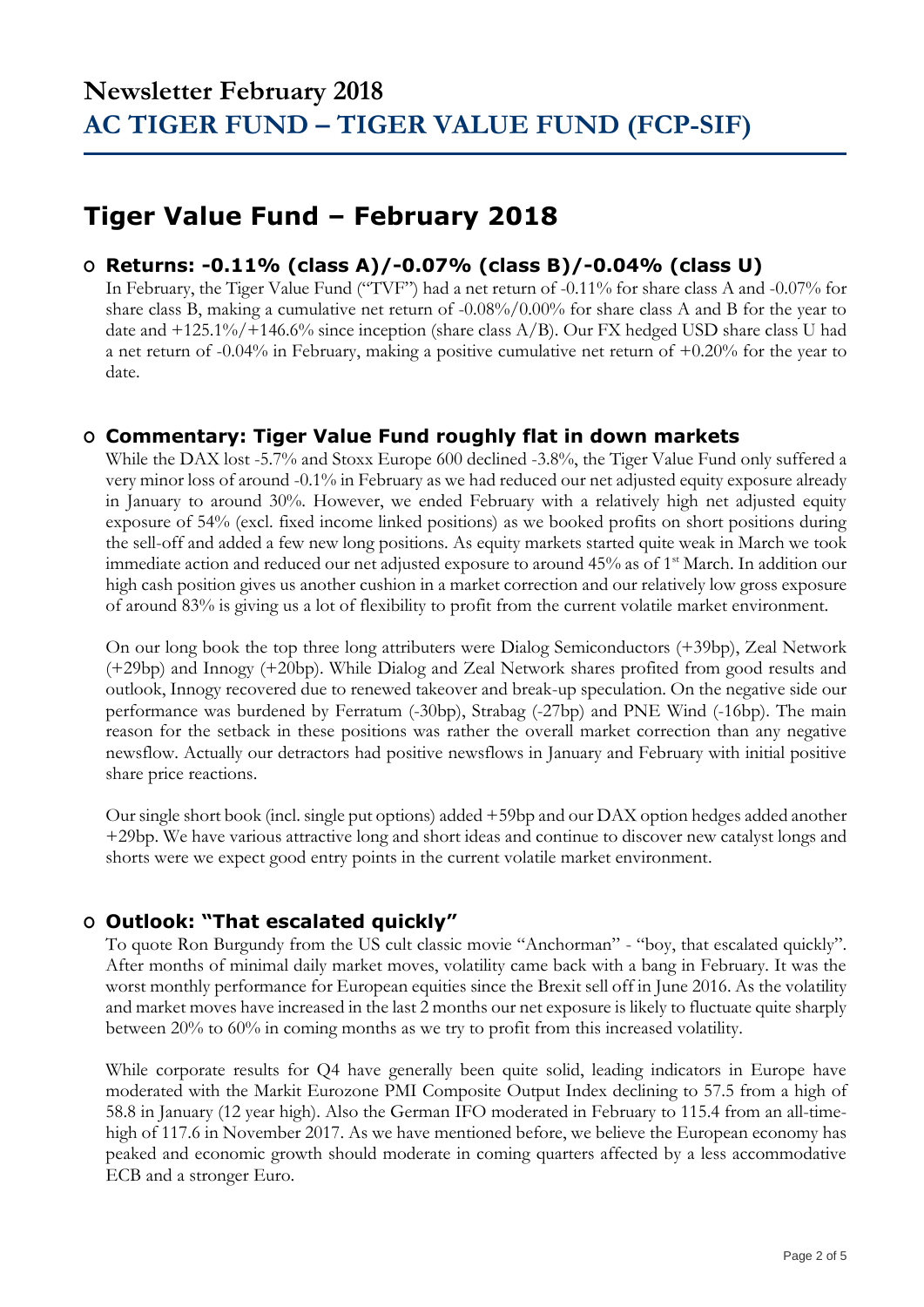# Newsletter February 2018
# AC TIGER FUND – TIGER VALUE FUND (FCP-SIF)

## Tiger Value Fund – February 2018

### Returns: -0.11% (class A)/-0.07% (class B)/-0.04% (class U)

In February, the Tiger Value Fund ("TVF") had a net return of -0.11% for share class A and -0.07% for share class B, making a cumulative net return of -0.08%/0.00% for share class A and B for the year to date and +125.1%/+146.6% since inception (share class A/B). Our FX hedged USD share class U had a net return of -0.04% in February, making a positive cumulative net return of +0.20% for the year to date.

### Commentary: Tiger Value Fund roughly flat in down markets

While the DAX lost -5.7% and Stoxx Europe 600 declined -3.8%, the Tiger Value Fund only suffered a very minor loss of around -0.1% in February as we had reduced our net adjusted equity exposure already in January to around 30%. However, we ended February with a relatively high net adjusted equity exposure of 54% (excl. fixed income linked positions) as we booked profits on short positions during the sell-off and added a few new long positions. As equity markets started quite weak in March we took immediate action and reduced our net adjusted exposure to around 45% as of 1st March. In addition our high cash position gives us another cushion in a market correction and our relatively low gross exposure of around 83% is giving us a lot of flexibility to profit from the current volatile market environment.

On our long book the top three long attributers were Dialog Semiconductors (+39bp), Zeal Network (+29bp) and Innogy (+20bp). While Dialog and Zeal Network shares profited from good results and outlook, Innogy recovered due to renewed takeover and break-up speculation. On the negative side our performance was burdened by Ferratum (-30bp), Strabag (-27bp) and PNE Wind (-16bp). The main reason for the setback in these positions was rather the overall market correction than any negative newsflow. Actually our detractors had positive newsflows in January and February with initial positive share price reactions.

Our single short book (incl. single put options) added +59bp and our DAX option hedges added another +29bp. We have various attractive long and short ideas and continue to discover new catalyst longs and shorts were we expect good entry points in the current volatile market environment.

### Outlook: "That escalated quickly"

To quote Ron Burgundy from the US cult classic movie "Anchorman" - "boy, that escalated quickly". After months of minimal daily market moves, volatility came back with a bang in February. It was the worst monthly performance for European equities since the Brexit sell off in June 2016. As the volatility and market moves have increased in the last 2 months our net exposure is likely to fluctuate quite sharply between 20% to 60% in coming months as we try to profit from this increased volatility.

While corporate results for Q4 have generally been quite solid, leading indicators in Europe have moderated with the Markit Eurozone PMI Composite Output Index declining to 57.5 from a high of 58.8 in January (12 year high). Also the German IFO moderated in February to 115.4 from an all-time-high of 117.6 in November 2017. As we have mentioned before, we believe the European economy has peaked and economic growth should moderate in coming quarters affected by a less accommodative ECB and a stronger Euro.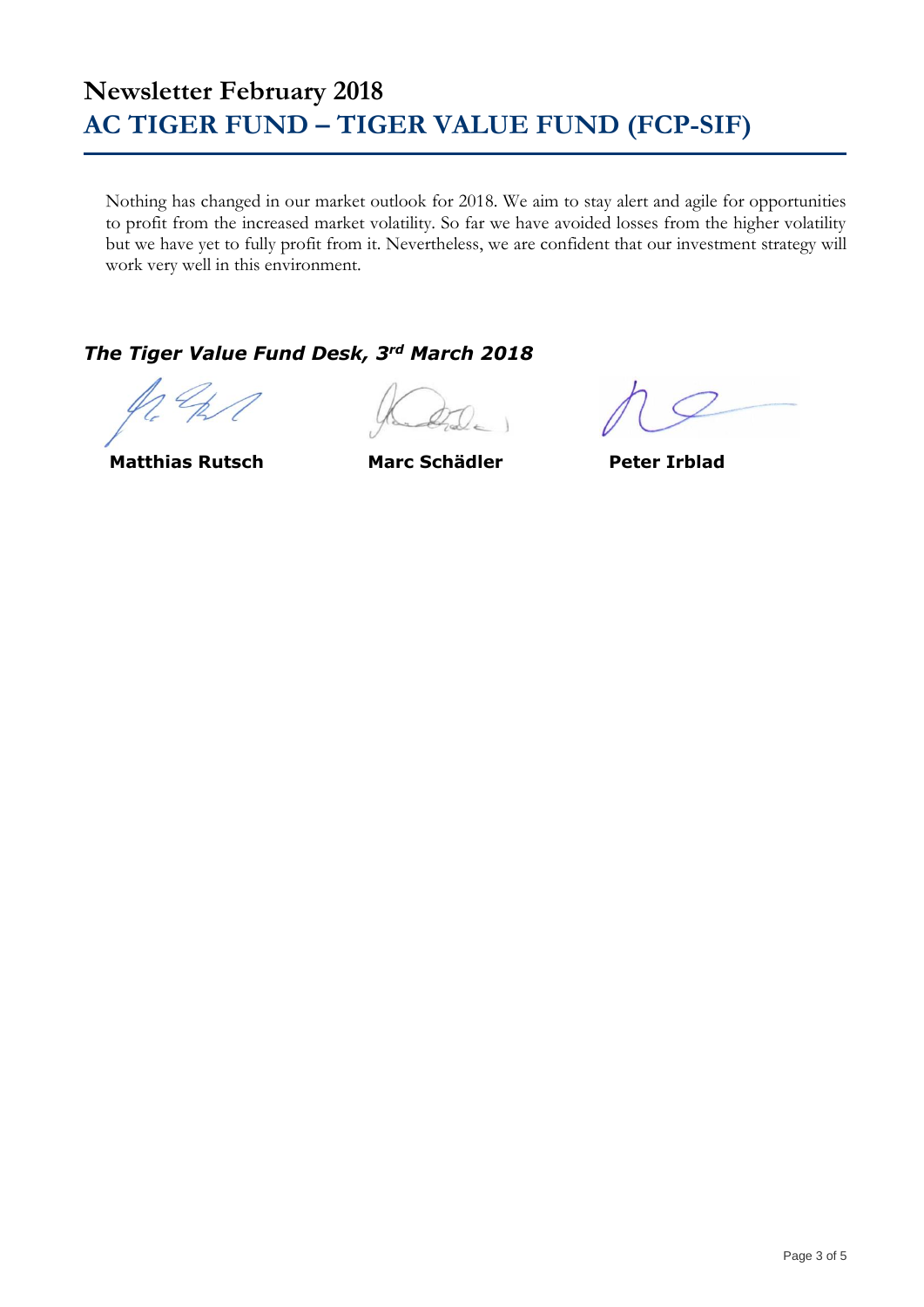# Newsletter February 2018
# AC TIGER FUND – TIGER VALUE FUND (FCP-SIF)

Nothing has changed in our market outlook for 2018. We aim to stay alert and agile for opportunities to profit from the increased market volatility. So far we have avoided losses from the higher volatility but we have yet to fully profit from it. Nevertheless, we are confident that our investment strategy will work very well in this environment.

***The Tiger Value Fund Desk, 3rd March 2018***

**Matthias Rutsch** **Marc Schädler** **Peter Irblad**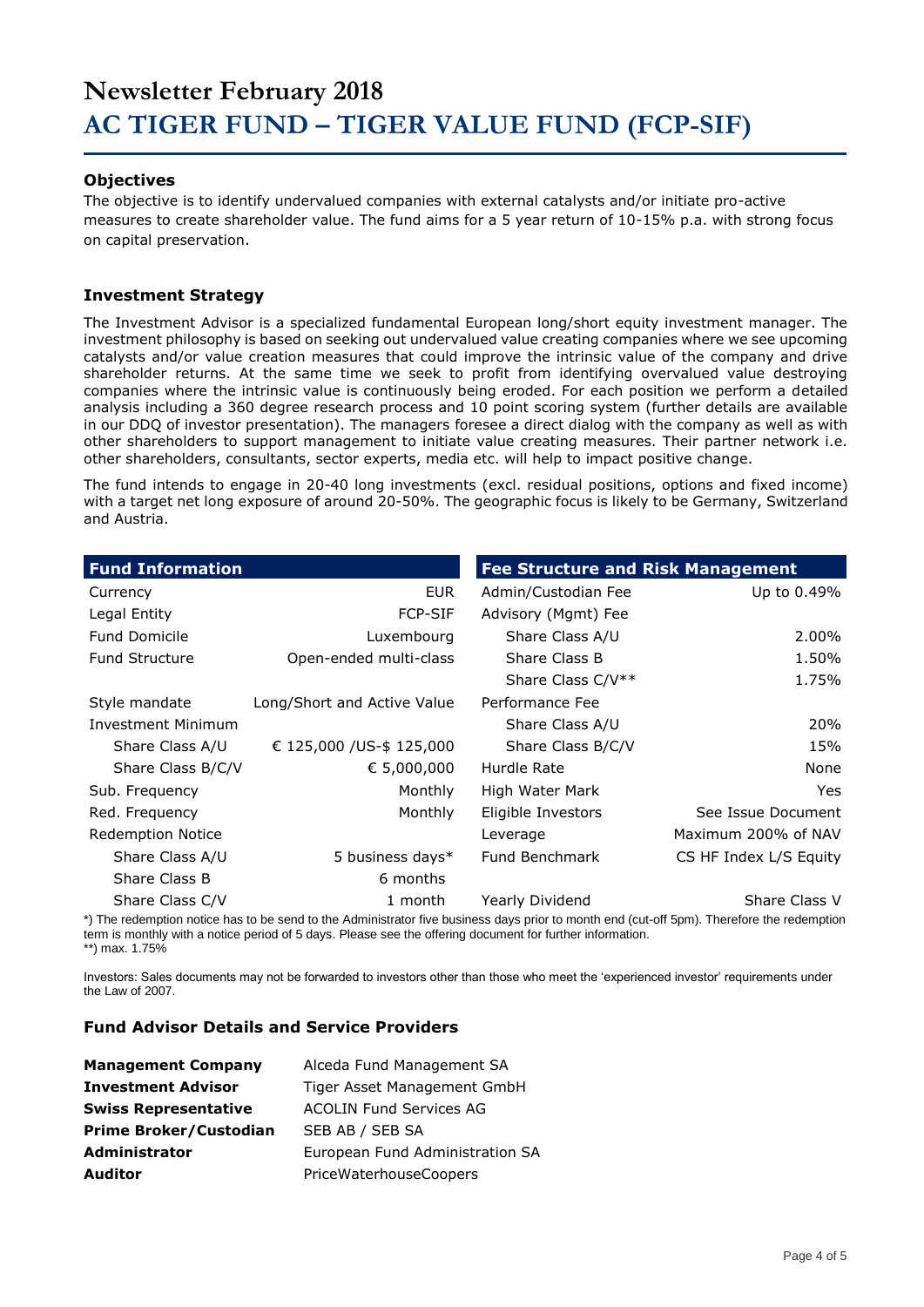# Newsletter February 2018
# AC TIGER FUND – TIGER VALUE FUND (FCP-SIF)

### Objectives

The objective is to identify undervalued companies with external catalysts and/or initiate pro-active measures to create shareholder value. The fund aims for a 5 year return of 10-15% p.a. with strong focus on capital preservation.

### Investment Strategy

The Investment Advisor is a specialized fundamental European long/short equity investment manager. The investment philosophy is based on seeking out undervalued value creating companies where we see upcoming catalysts and/or value creation measures that could improve the intrinsic value of the company and drive shareholder returns. At the same time we seek to profit from identifying overvalued value destroying companies where the intrinsic value is continuously being eroded. For each position we perform a detailed analysis including a 360 degree research process and 10 point scoring system (further details are available in our DDQ of investor presentation). The managers foresee a direct dialog with the company as well as with other shareholders to support management to initiate value creating measures. Their partner network i.e. other shareholders, consultants, sector experts, media etc. will help to impact positive change.

The fund intends to engage in 20-40 long investments (excl. residual positions, options and fixed income) with a target net long exposure of around 20-50%. The geographic focus is likely to be Germany, Switzerland and Austria.

| Fund Information | |
|---|---|
| Currency | EUR |
| Legal Entity | FCP-SIF |
| Fund Domicile | Luxembourg |
| Fund Structure | Open-ended multi-class |
| Style mandate | Long/Short and Active Value |
| Investment Minimum | |
| Share Class A/U | € 125,000 /US-$ 125,000 |
| Share Class B/C/V | € 5,000,000 |
| Sub. Frequency | Monthly |
| Red. Frequency | Monthly |
| Redemption Notice | |
| Share Class A/U | 5 business days* |
| Share Class B | 6 months |
| Share Class C/V | 1 month |

| Fee Structure and Risk Management | |
|---|---|
| Admin/Custodian Fee | Up to 0.49% |
| Advisory (Mgmt) Fee | |
| Share Class A/U | 2.00% |
| Share Class B | 1.50% |
| Share Class C/V** | 1.75% |
| Performance Fee | |
| Share Class A/U | 20% |
| Share Class B/C/V | 15% |
| Hurdle Rate | None |
| High Water Mark | Yes |
| Eligible Investors | See Issue Document |
| Leverage | Maximum 200% of NAV |
| Fund Benchmark | CS HF Index L/S Equity |
| Yearly Dividend | Share Class V |

*) The redemption notice has to be send to the Administrator five business days prior to month end (cut-off 5pm). Therefore the redemption term is monthly with a notice period of 5 days. Please see the offering document for further information.
**) max. 1.75%

Investors: Sales documents may not be forwarded to investors other than those who meet the 'experienced investor' requirements under the Law of 2007.

### Fund Advisor Details and Service Providers

| | |
|---|---|
| **Management Company** | Alceda Fund Management SA |
| **Investment Advisor** | Tiger Asset Management GmbH |
| **Swiss Representative** | ACOLIN Fund Services AG |
| **Prime Broker/Custodian** | SEB AB / SEB SA |
| **Administrator** | European Fund Administration SA |
| **Auditor** | PriceWaterhouseCoopers |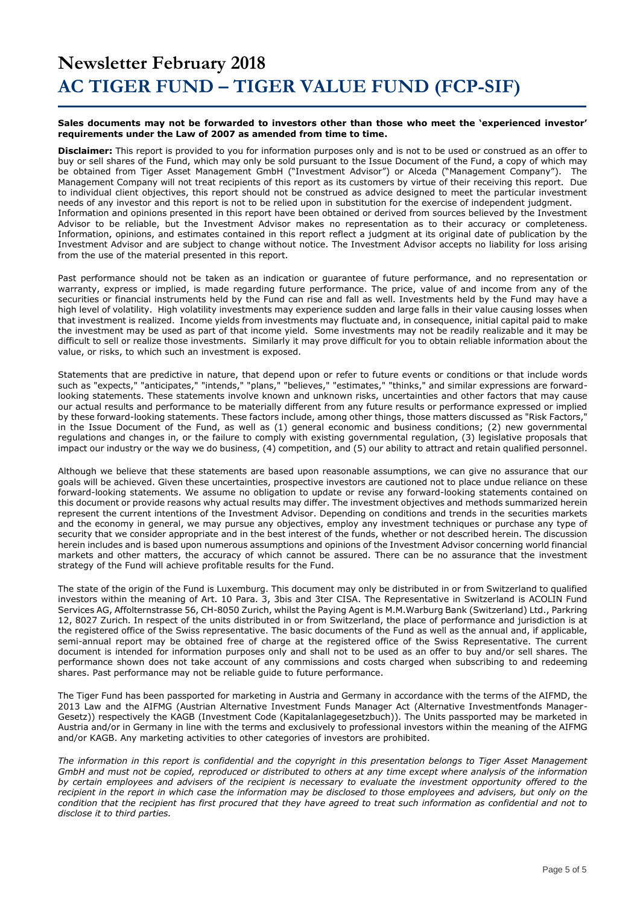# Newsletter February 2018

# AC TIGER FUND – TIGER VALUE FUND (FCP-SIF)

**Sales documents may not be forwarded to investors other than those who meet the 'experienced investor' requirements under the Law of 2007 as amended from time to time.**

**Disclaimer:** This report is provided to you for information purposes only and is not to be used or construed as an offer to buy or sell shares of the Fund, which may only be sold pursuant to the Issue Document of the Fund, a copy of which may be obtained from Tiger Asset Management GmbH ("Investment Advisor") or Alceda ("Management Company"). The Management Company will not treat recipients of this report as its customers by virtue of their receiving this report. Due to individual client objectives, this report should not be construed as advice designed to meet the particular investment needs of any investor and this report is not to be relied upon in substitution for the exercise of independent judgment. Information and opinions presented in this report have been obtained or derived from sources believed by the Investment Advisor to be reliable, but the Investment Advisor makes no representation as to their accuracy or completeness. Information, opinions, and estimates contained in this report reflect a judgment at its original date of publication by the Investment Advisor and are subject to change without notice. The Investment Advisor accepts no liability for loss arising from the use of the material presented in this report.

Past performance should not be taken as an indication or guarantee of future performance, and no representation or warranty, express or implied, is made regarding future performance. The price, value of and income from any of the securities or financial instruments held by the Fund can rise and fall as well. Investments held by the Fund may have a high level of volatility. High volatility investments may experience sudden and large falls in their value causing losses when that investment is realized. Income yields from investments may fluctuate and, in consequence, initial capital paid to make the investment may be used as part of that income yield. Some investments may not be readily realizable and it may be difficult to sell or realize those investments. Similarly it may prove difficult for you to obtain reliable information about the value, or risks, to which such an investment is exposed.

Statements that are predictive in nature, that depend upon or refer to future events or conditions or that include words such as "expects," "anticipates," "intends," "plans," "believes," "estimates," "thinks," and similar expressions are forward-looking statements. These statements involve known and unknown risks, uncertainties and other factors that may cause our actual results and performance to be materially different from any future results or performance expressed or implied by these forward-looking statements. These factors include, among other things, those matters discussed as "Risk Factors," in the Issue Document of the Fund, as well as (1) general economic and business conditions; (2) new governmental regulations and changes in, or the failure to comply with existing governmental regulation, (3) legislative proposals that impact our industry or the way we do business, (4) competition, and (5) our ability to attract and retain qualified personnel.

Although we believe that these statements are based upon reasonable assumptions, we can give no assurance that our goals will be achieved. Given these uncertainties, prospective investors are cautioned not to place undue reliance on these forward-looking statements. We assume no obligation to update or revise any forward-looking statements contained on this document or provide reasons why actual results may differ. The investment objectives and methods summarized herein represent the current intentions of the Investment Advisor. Depending on conditions and trends in the securities markets and the economy in general, we may pursue any objectives, employ any investment techniques or purchase any type of security that we consider appropriate and in the best interest of the funds, whether or not described herein. The discussion herein includes and is based upon numerous assumptions and opinions of the Investment Advisor concerning world financial markets and other matters, the accuracy of which cannot be assured. There can be no assurance that the investment strategy of the Fund will achieve profitable results for the Fund.

The state of the origin of the Fund is Luxemburg. This document may only be distributed in or from Switzerland to qualified investors within the meaning of Art. 10 Para. 3, 3bis and 3ter CISA. The Representative in Switzerland is ACOLIN Fund Services AG, Affolternstrasse 56, CH-8050 Zurich, whilst the Paying Agent is M.M.Warburg Bank (Switzerland) Ltd., Parkring 12, 8027 Zurich. In respect of the units distributed in or from Switzerland, the place of performance and jurisdiction is at the registered office of the Swiss representative. The basic documents of the Fund as well as the annual and, if applicable, semi-annual report may be obtained free of charge at the registered office of the Swiss Representative. The current document is intended for information purposes only and shall not to be used as an offer to buy and/or sell shares. The performance shown does not take account of any commissions and costs charged when subscribing to and redeeming shares. Past performance may not be reliable guide to future performance.

The Tiger Fund has been passported for marketing in Austria and Germany in accordance with the terms of the AIFMD, the 2013 Law and the AIFMG (Austrian Alternative Investment Funds Manager Act (Alternative Investmentfonds Manager-Gesetz)) respectively the KAGB (Investment Code (Kapitalanlagegesetzbuch)). The Units passported may be marketed in Austria and/or in Germany in line with the terms and exclusively to professional investors within the meaning of the AIFMG and/or KAGB. Any marketing activities to other categories of investors are prohibited.

*The information in this report is confidential and the copyright in this presentation belongs to Tiger Asset Management GmbH and must not be copied, reproduced or distributed to others at any time except where analysis of the information by certain employees and advisers of the recipient is necessary to evaluate the investment opportunity offered to the recipient in the report in which case the information may be disclosed to those employees and advisers, but only on the condition that the recipient has first procured that they have agreed to treat such information as confidential and not to disclose it to third parties.*